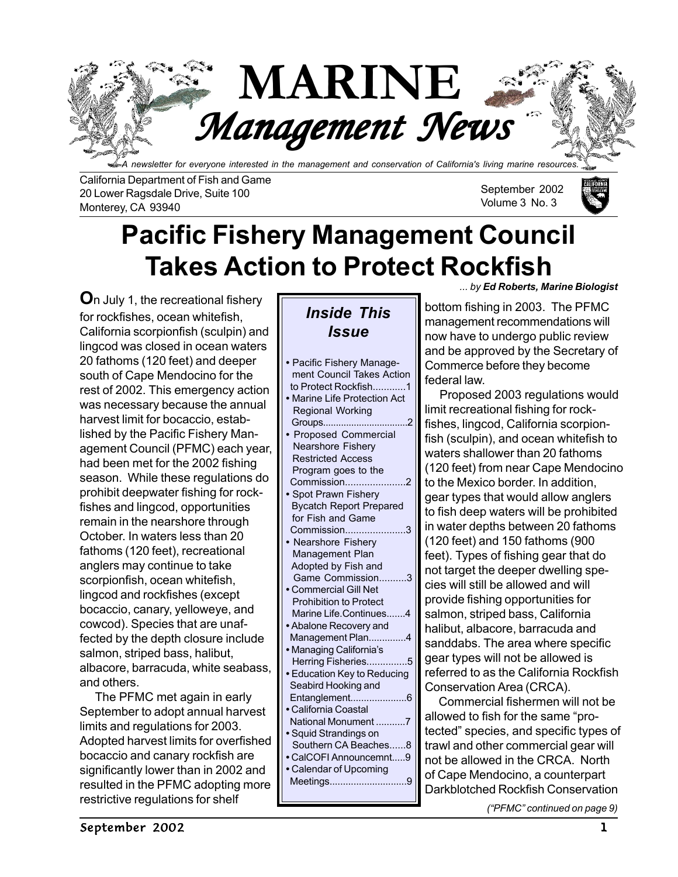# MARINE *Management News*

*A newsletter for everyone interested in the management and conservation of California's living marine resources.*

California Department of Fish and Game
20 Lower Ragsdale Drive, Suite 100
Monterey, CA 93940

September 2002
Volume 3 No. 3

# Pacific Fishery Management Council Takes Action to Protect Rockfish

*... by **Ed Roberts, Marine Biologist***

On July 1, the recreational fishery for rockfishes, ocean whitefish, California scorpionfish (sculpin) and lingcod was closed in ocean waters 20 fathoms (120 feet) and deeper south of Cape Mendocino for the rest of 2002. This emergency action was necessary because the annual harvest limit for bocaccio, established by the Pacific Fishery Management Council (PFMC) each year, had been met for the 2002 fishing season. While these regulations do prohibit deepwater fishing for rockfishes and lingcod, opportunities remain in the nearshore through October. In waters less than 20 fathoms (120 feet), recreational anglers may continue to take scorpionfish, ocean whitefish, lingcod and rockfishes (except bocaccio, canary, yelloweye, and cowcod). Species that are unaffected by the depth closure include salmon, striped bass, halibut, albacore, barracuda, white seabass, and others.

The PFMC met again in early September to adopt annual harvest limits and regulations for 2003. Adopted harvest limits for overfished bocaccio and canary rockfish are significantly lower than in 2002 and resulted in the PFMC adopting more restrictive regulations for shelf bottom fishing in 2003. The PFMC management recommendations will now have to undergo public review and be approved by the Secretary of Commerce before they become federal law.

Proposed 2003 regulations would limit recreational fishing for rockfishes, lingcod, California scorpionfish (sculpin), and ocean whitefish to waters shallower than 20 fathoms (120 feet) from near Cape Mendocino to the Mexico border. In addition, gear types that would allow anglers to fish deep waters will be prohibited in water depths between 20 fathoms (120 feet) and 150 fathoms (900 feet). Types of fishing gear that do not target the deeper dwelling species will still be allowed and will provide fishing opportunities for salmon, striped bass, California halibut, albacore, barracuda and sanddabs. The area where specific gear types will not be allowed is referred to as the California Rockfish Conservation Area (CRCA).

Commercial fishermen will not be allowed to fish for the same "protected" species, and specific types of trawl and other commercial gear will not be allowed in the CRCA. North of Cape Mendocino, a counterpart Darkblotched Rockfish Conservation

*("PFMC" continued on page 9)*

---

## *Inside This Issue*

- Pacific Fishery Management Council Takes Action to Protect Rockfish............1
- Marine Life Protection Act Regional Working Groups................................2
- Proposed Commercial Nearshore Fishery Restricted Access Program goes to the Commission......................2
- Spot Prawn Fishery Bycatch Report Prepared for Fish and Game Commission......................3
- Nearshore Fishery Management Plan Adopted by Fish and Game Commission..........3
- Commercial Gill Net Prohibition to Protect Marine Life.Continues.......4
- Abalone Recovery and Management Plan.............4
- Managing California's Herring Fisheries...............5
- Education Key to Reducing Seabird Hooking and Entanglement.....................6
- California Coastal National Monument ...........7
- Squid Strandings on Southern CA Beaches......8
- CalCOFI Announcemnt.....9
- Calendar of Upcoming Meetings............................9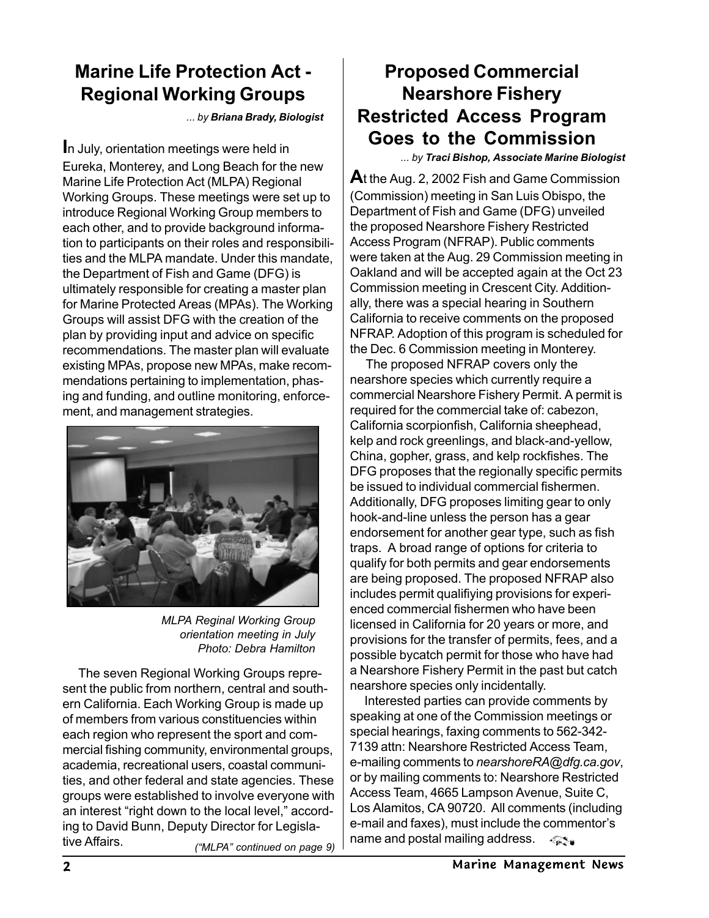## Marine Life Protection Act - Regional Working Groups

*... by* ***Briana Brady, Biologist***

In July, orientation meetings were held in Eureka, Monterey, and Long Beach for the new Marine Life Protection Act (MLPA) Regional Working Groups. These meetings were set up to introduce Regional Working Group members to each other, and to provide background information to participants on their roles and responsibilities and the MLPA mandate. Under this mandate, the Department of Fish and Game (DFG) is ultimately responsible for creating a master plan for Marine Protected Areas (MPAs). The Working Groups will assist DFG with the creation of the plan by providing input and advice on specific recommendations. The master plan will evaluate existing MPAs, propose new MPAs, make recommendations pertaining to implementation, phasing and funding, and outline monitoring, enforcement, and management strategies.

*MLPA Reginal Working Group orientation meeting in July Photo: Debra Hamilton*

The seven Regional Working Groups represent the public from northern, central and southern California. Each Working Group is made up of members from various constituencies within each region who represent the sport and commercial fishing community, environmental groups, academia, recreational users, coastal communities, and other federal and state agencies. These groups were established to involve everyone with an interest "right down to the local level," according to David Bunn, Deputy Director for Legislative Affairs.

*("MLPA" continued on page 9)*

## Proposed Commercial Nearshore Fishery Restricted Access Program Goes to the Commission

*... by* ***Traci Bishop, Associate Marine Biologist***

At the Aug. 2, 2002 Fish and Game Commission (Commission) meeting in San Luis Obispo, the Department of Fish and Game (DFG) unveiled the proposed Nearshore Fishery Restricted Access Program (NFRAP). Public comments were taken at the Aug. 29 Commission meeting in Oakland and will be accepted again at the Oct 23 Commission meeting in Crescent City. Additionally, there was a special hearing in Southern California to receive comments on the proposed NFRAP. Adoption of this program is scheduled for the Dec. 6 Commission meeting in Monterey.

The proposed NFRAP covers only the nearshore species which currently require a commercial Nearshore Fishery Permit. A permit is required for the commercial take of: cabezon, California scorpionfish, California sheephead, kelp and rock greenlings, and black-and-yellow, China, gopher, grass, and kelp rockfishes. The DFG proposes that the regionally specific permits be issued to individual commercial fishermen. Additionally, DFG proposes limiting gear to only hook-and-line unless the person has a gear endorsement for another gear type, such as fish traps. A broad range of options for criteria to qualify for both permits and gear endorsements are being proposed. The proposed NFRAP also includes permit qualifiying provisions for experienced commercial fishermen who have been licensed in California for 20 years or more, and provisions for the transfer of permits, fees, and a possible bycatch permit for those who have had a Nearshore Fishery Permit in the past but catch nearshore species only incidentally.

Interested parties can provide comments by speaking at one of the Commission meetings or special hearings, faxing comments to 562-342-7139 attn: Nearshore Restricted Access Team, e-mailing comments to *nearshoreRA@dfg.ca.gov*, or by mailing comments to: Nearshore Restricted Access Team, 4665 Lampson Avenue, Suite C, Los Alamitos, CA 90720. All comments (including e-mail and faxes), must include the commentor's name and postal mailing address.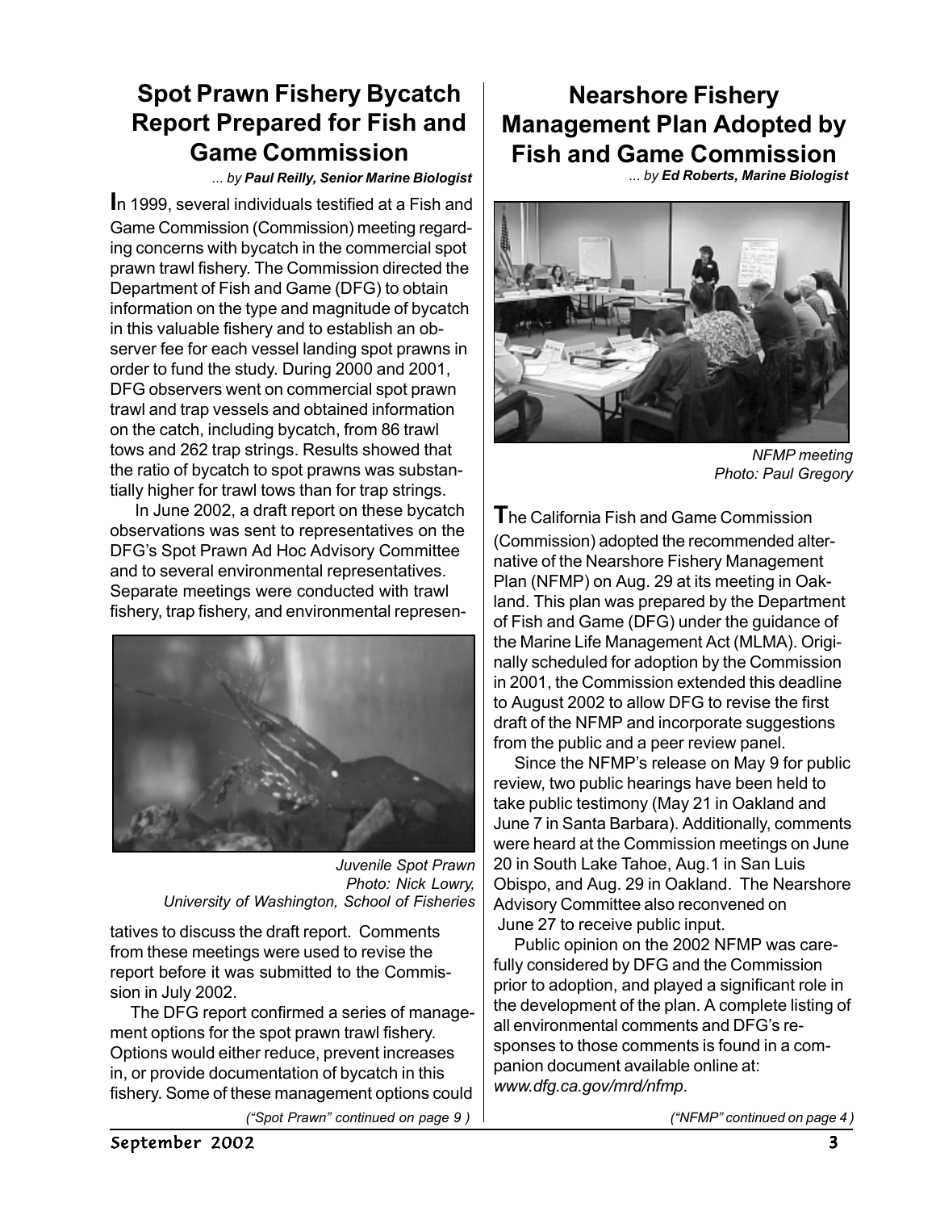## Spot Prawn Fishery Bycatch Report Prepared for Fish and Game Commission

*... by **Paul Reilly, Senior Marine Biologist***

In 1999, several individuals testified at a Fish and Game Commission (Commission) meeting regarding concerns with bycatch in the commercial spot prawn trawl fishery. The Commission directed the Department of Fish and Game (DFG) to obtain information on the type and magnitude of bycatch in this valuable fishery and to establish an observer fee for each vessel landing spot prawns in order to fund the study. During 2000 and 2001, DFG observers went on commercial spot prawn trawl and trap vessels and obtained information on the catch, including bycatch, from 86 trawl tows and 262 trap strings. Results showed that the ratio of bycatch to spot prawns was substantially higher for trawl tows than for trap strings.

In June 2002, a draft report on these bycatch observations was sent to representatives on the DFG's Spot Prawn Ad Hoc Advisory Committee and to several environmental representatives. Separate meetings were conducted with trawl fishery, trap fishery, and environmental representatives to discuss the draft report. Comments from these meetings were used to revise the report before it was submitted to the Commission in July 2002.

*Juvenile Spot Prawn*
*Photo: Nick Lowry, University of Washington, School of Fisheries*

The DFG report confirmed a series of management options for the spot prawn trawl fishery. Options would either reduce, prevent increases in, or provide documentation of bycatch in this fishery. Some of these management options could

*("Spot Prawn" continued on page 9 )*

## Nearshore Fishery Management Plan Adopted by Fish and Game Commission

*... by **Ed Roberts, Marine Biologist***

*NFMP meeting*
*Photo: Paul Gregory*

The California Fish and Game Commission (Commission) adopted the recommended alternative of the Nearshore Fishery Management Plan (NFMP) on Aug. 29 at its meeting in Oakland. This plan was prepared by the Department of Fish and Game (DFG) under the guidance of the Marine Life Management Act (MLMA). Originally scheduled for adoption by the Commission in 2001, the Commission extended this deadline to August 2002 to allow DFG to revise the first draft of the NFMP and incorporate suggestions from the public and a peer review panel.

Since the NFMP's release on May 9 for public review, two public hearings have been held to take public testimony (May 21 in Oakland and June 7 in Santa Barbara). Additionally, comments were heard at the Commission meetings on June 20 in South Lake Tahoe, Aug.1 in San Luis Obispo, and Aug. 29 in Oakland. The Nearshore Advisory Committee also reconvened on June 27 to receive public input.

Public opinion on the 2002 NFMP was carefully considered by DFG and the Commission prior to adoption, and played a significant role in the development of the plan. A complete listing of all environmental comments and DFG's responses to those comments is found in a companion document available online at: *www.dfg.ca.gov/mrd/nfmp*.

*("NFMP" continued on page 4 )*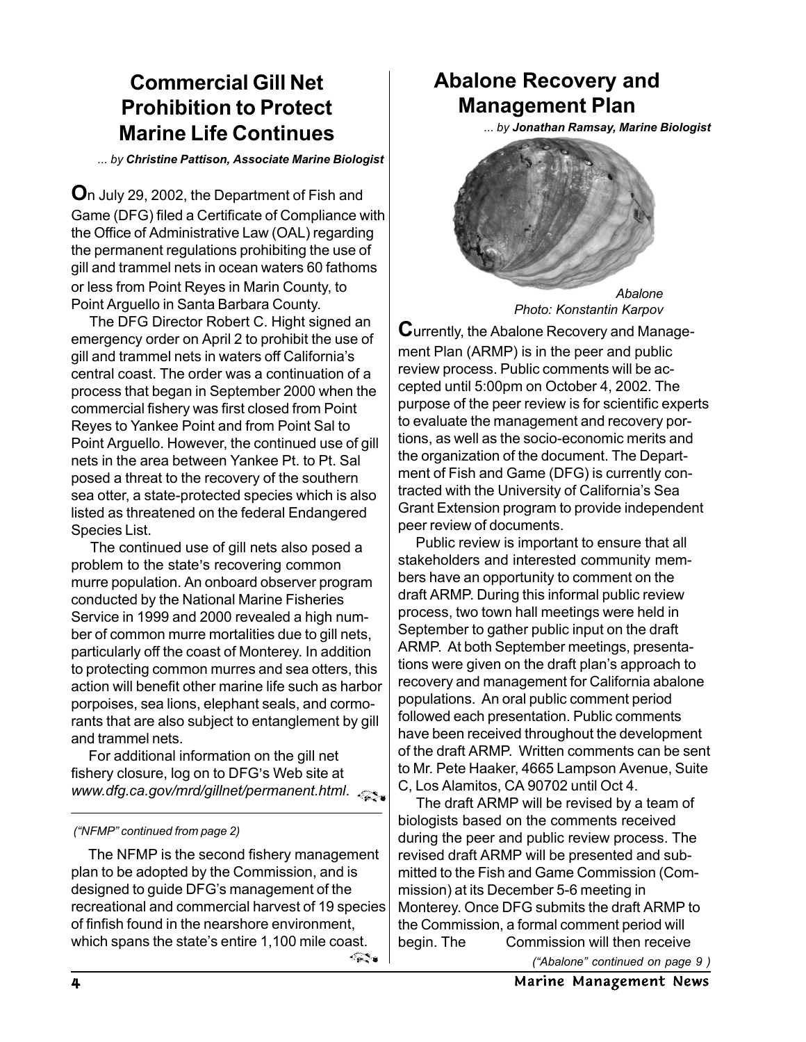## Commercial Gill Net Prohibition to Protect Marine Life Continues

*... by **Christine Pattison, Associate Marine Biologist***

On July 29, 2002, the Department of Fish and Game (DFG) filed a Certificate of Compliance with the Office of Administrative Law (OAL) regarding the permanent regulations prohibiting the use of gill and trammel nets in ocean waters 60 fathoms or less from Point Reyes in Marin County, to Point Arguello in Santa Barbara County.

The DFG Director Robert C. Hight signed an emergency order on April 2 to prohibit the use of gill and trammel nets in waters off California's central coast. The order was a continuation of a process that began in September 2000 when the commercial fishery was first closed from Point Reyes to Yankee Point and from Point Sal to Point Arguello. However, the continued use of gill nets in the area between Yankee Pt. to Pt. Sal posed a threat to the recovery of the southern sea otter, a state-protected species which is also listed as threatened on the federal Endangered Species List.

The continued use of gill nets also posed a problem to the state's recovering common murre population. An onboard observer program conducted by the National Marine Fisheries Service in 1999 and 2000 revealed a high number of common murre mortalities due to gill nets, particularly off the coast of Monterey. In addition to protecting common murres and sea otters, this action will benefit other marine life such as harbor porpoises, sea lions, elephant seals, and cormorants that are also subject to entanglement by gill and trammel nets.

For additional information on the gill net fishery closure, log on to DFG's Web site at *www.dfg.ca.gov/mrd/gillnet/permanent.html*.

*("NFMP" continued from page 2)*

The NFMP is the second fishery management plan to be adopted by the Commission, and is designed to guide DFG's management of the recreational and commercial harvest of 19 species of finfish found in the nearshore environment, which spans the state's entire 1,100 mile coast.

## Abalone Recovery and Management Plan

*... by **Jonathan Ramsay, Marine Biologist***

*Abalone*
*Photo: Konstantin Karpov*

Currently, the Abalone Recovery and Management Plan (ARMP) is in the peer and public review process. Public comments will be accepted until 5:00pm on October 4, 2002. The purpose of the peer review is for scientific experts to evaluate the management and recovery portions, as well as the socio-economic merits and the organization of the document. The Department of Fish and Game (DFG) is currently contracted with the University of California's Sea Grant Extension program to provide independent peer review of documents.

Public review is important to ensure that all stakeholders and interested community members have an opportunity to comment on the draft ARMP. During this informal public review process, two town hall meetings were held in September to gather public input on the draft ARMP. At both September meetings, presentations were given on the draft plan's approach to recovery and management for California abalone populations. An oral public comment period followed each presentation. Public comments have been received throughout the development of the draft ARMP. Written comments can be sent to Mr. Pete Haaker, 4665 Lampson Avenue, Suite C, Los Alamitos, CA 90702 until Oct 4.

The draft ARMP will be revised by a team of biologists based on the comments received during the peer and public review process. The revised draft ARMP will be presented and submitted to the Fish and Game Commission (Commission) at its December 5-6 meeting in Monterey. Once DFG submits the draft ARMP to the Commission, a formal comment period will begin. The Commission will then receive

*("Abalone" continued on page 9 )*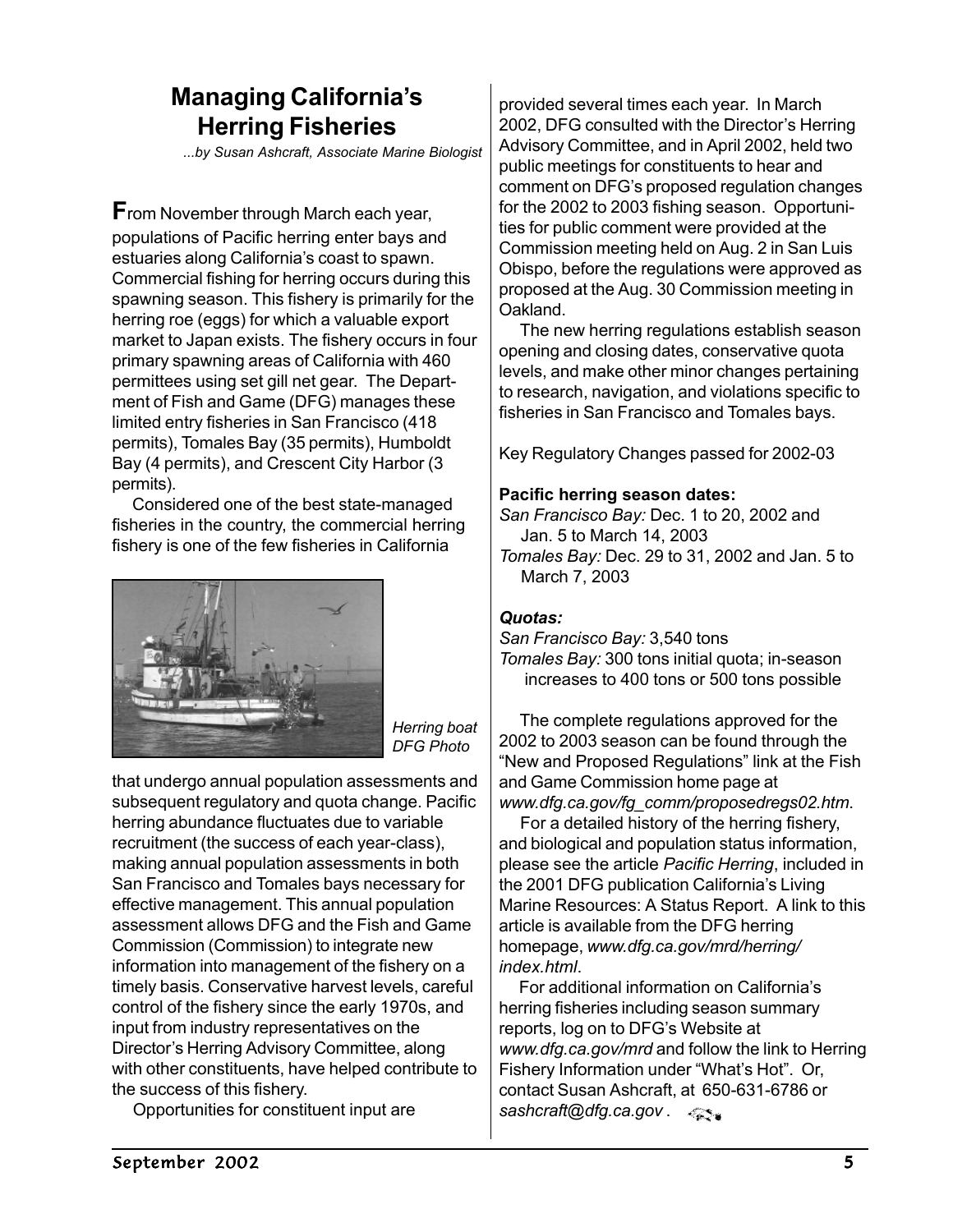# Managing California's Herring Fisheries

*...by Susan Ashcraft, Associate Marine Biologist*

**F**rom November through March each year, populations of Pacific herring enter bays and estuaries along California's coast to spawn. Commercial fishing for herring occurs during this spawning season. This fishery is primarily for the herring roe (eggs) for which a valuable export market to Japan exists. The fishery occurs in four primary spawning areas of California with 460 permittees using set gill net gear. The Department of Fish and Game (DFG) manages these limited entry fisheries in San Francisco (418 permits), Tomales Bay (35 permits), Humboldt Bay (4 permits), and Crescent City Harbor (3 permits).

Considered one of the best state-managed fisheries in the country, the commercial herring fishery is one of the few fisheries in California that undergo annual population assessments and subsequent regulatory and quota change. Pacific herring abundance fluctuates due to variable recruitment (the success of each year-class), making annual population assessments in both San Francisco and Tomales bays necessary for effective management. This annual population assessment allows DFG and the Fish and Game Commission (Commission) to integrate new information into management of the fishery on a timely basis. Conservative harvest levels, careful control of the fishery since the early 1970s, and input from industry representatives on the Director's Herring Advisory Committee, along with other constituents, have helped contribute to the success of this fishery.

*Herring boat DFG Photo*

Opportunities for constituent input are provided several times each year. In March 2002, DFG consulted with the Director's Herring Advisory Committee, and in April 2002, held two public meetings for constituents to hear and comment on DFG's proposed regulation changes for the 2002 to 2003 fishing season. Opportunities for public comment were provided at the Commission meeting held on Aug. 2 in San Luis Obispo, before the regulations were approved as proposed at the Aug. 30 Commission meeting in Oakland.

The new herring regulations establish season opening and closing dates, conservative quota levels, and make other minor changes pertaining to research, navigation, and violations specific to fisheries in San Francisco and Tomales bays.

Key Regulatory Changes passed for 2002-03

**Pacific herring season dates:**

*San Francisco Bay:* Dec. 1 to 20, 2002 and Jan. 5 to March 14, 2003

*Tomales Bay:* Dec. 29 to 31, 2002 and Jan. 5 to March 7, 2003

***Quotas:***

*San Francisco Bay:* 3,540 tons

*Tomales Bay:* 300 tons initial quota; in-season increases to 400 tons or 500 tons possible

The complete regulations approved for the 2002 to 2003 season can be found through the "New and Proposed Regulations" link at the Fish and Game Commission home page at *www.dfg.ca.gov/fg_comm/proposedregs02.htm*.

For a detailed history of the herring fishery, and biological and population status information, please see the article *Pacific Herring*, included in the 2001 DFG publication California's Living Marine Resources: A Status Report. A link to this article is available from the DFG herring homepage, *www.dfg.ca.gov/mrd/herring/index.html*.

For additional information on California's herring fisheries including season summary reports, log on to DFG's Website at *www.dfg.ca.gov/mrd* and follow the link to Herring Fishery Information under "What's Hot". Or, contact Susan Ashcraft, at 650-631-6786 or *sashcraft@dfg.ca.gov* .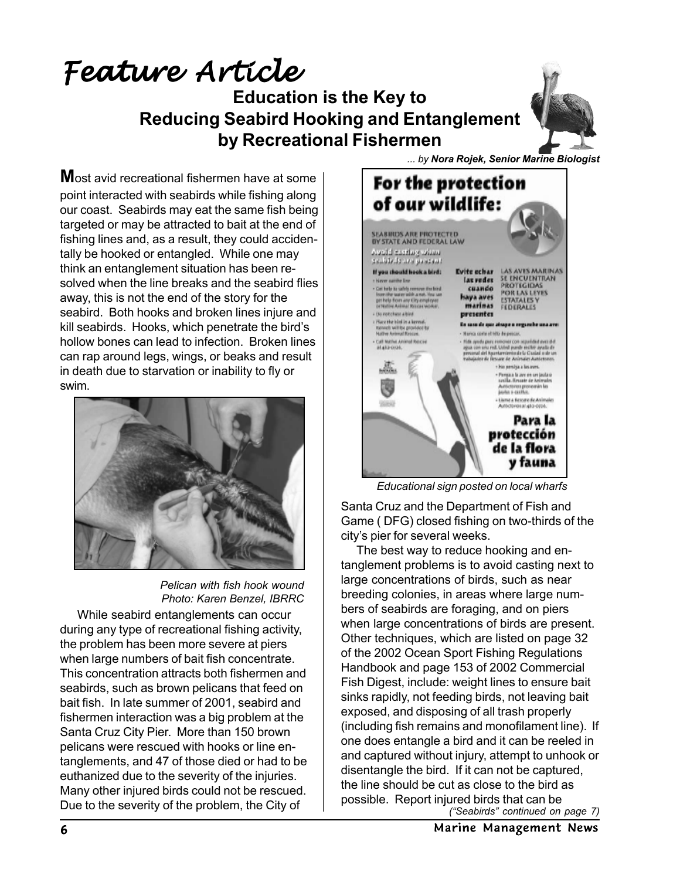# Feature Article

## Education is the Key to Reducing Seabird Hooking and Entanglement by Recreational Fishermen

*... by **Nora Rojek, Senior Marine Biologist***

**M**ost avid recreational fishermen have at some point interacted with seabirds while fishing along our coast. Seabirds may eat the same fish being targeted or may be attracted to bait at the end of fishing lines and, as a result, they could accidentally be hooked or entangled. While one may think an entanglement situation has been resolved when the line breaks and the seabird flies away, this is not the end of the story for the seabird. Both hooks and broken lines injure and kill seabirds. Hooks, which penetrate the bird's hollow bones can lead to infection. Broken lines can rap around legs, wings, or beaks and result in death due to starvation or inability to fly or swim.

*Pelican with fish hook wound*
*Photo: Karen Benzel, IBRRC*

While seabird entanglements can occur during any type of recreational fishing activity, the problem has been more severe at piers when large numbers of bait fish concentrate. This concentration attracts both fishermen and seabirds, such as brown pelicans that feed on bait fish. In late summer of 2001, seabird and fishermen interaction was a big problem at the Santa Cruz City Pier. More than 150 brown pelicans were rescued with hooks or line entanglements, and 47 of those died or had to be euthanized due to the severity of the injuries. Many other injured birds could not be rescued. Due to the severity of the problem, the City of Santa Cruz and the Department of Fish and Game ( DFG) closed fishing on two-thirds of the city's pier for several weeks.

*Educational sign posted on local wharfs*

The best way to reduce hooking and entanglement problems is to avoid casting next to large concentrations of birds, such as near breeding colonies, in areas where large numbers of seabirds are foraging, and on piers when large concentrations of birds are present. Other techniques, which are listed on page 32 of the 2002 Ocean Sport Fishing Regulations Handbook and page 153 of 2002 Commercial Fish Digest, include: weight lines to ensure bait sinks rapidly, not feeding birds, not leaving bait exposed, and disposing of all trash properly (including fish remains and monofilament line). If one does entangle a bird and it can be reeled in and captured without injury, attempt to unhook or disentangle the bird. If it can not be captured, the line should be cut as close to the bird as possible. Report injured birds that can be

*("Seabirds" continued on page 7)*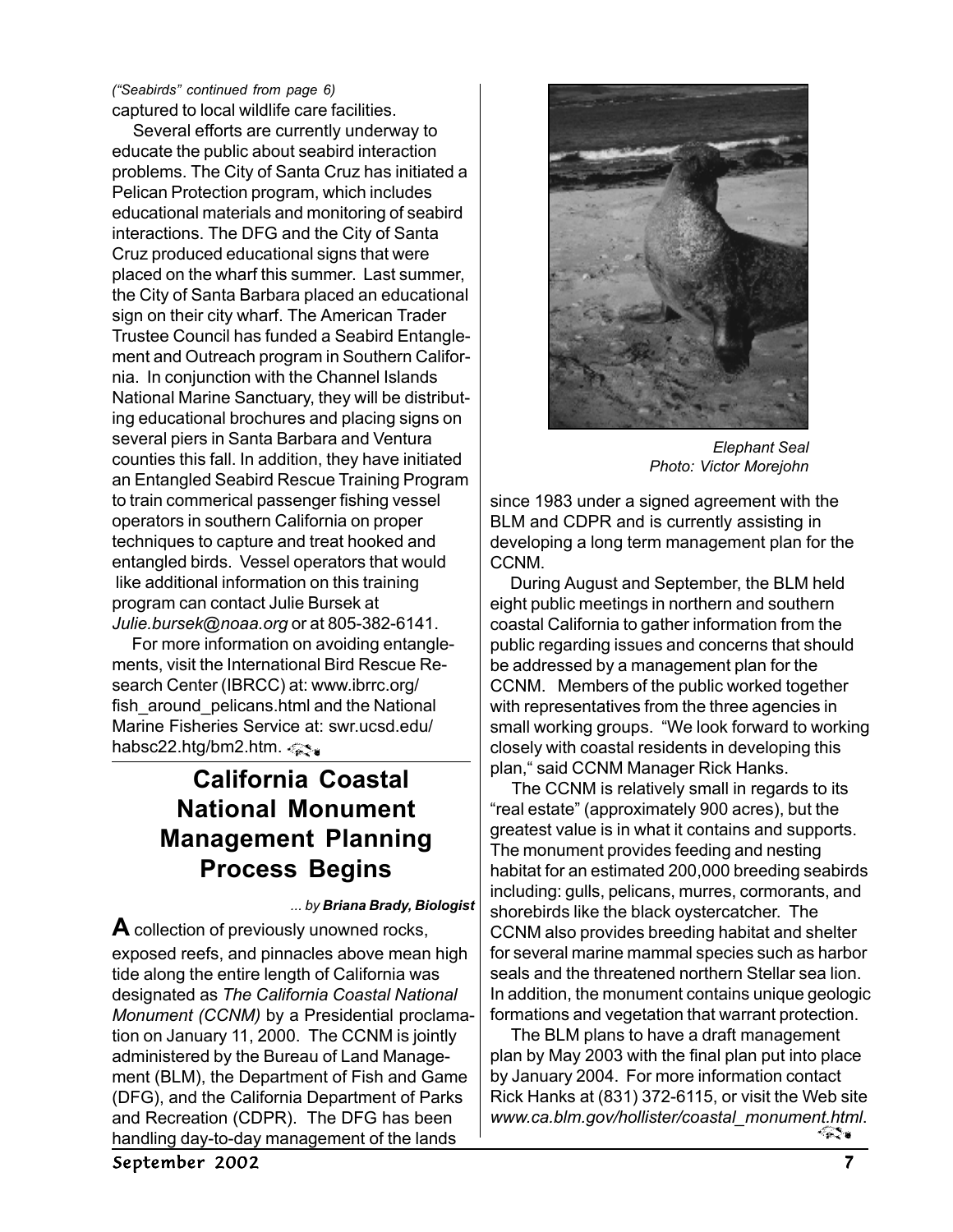*("Seabirds" continued from page 6)*
captured to local wildlife care facilities.

Several efforts are currently underway to educate the public about seabird interaction problems. The City of Santa Cruz has initiated a Pelican Protection program, which includes educational materials and monitoring of seabird interactions. The DFG and the City of Santa Cruz produced educational signs that were placed on the wharf this summer. Last summer, the City of Santa Barbara placed an educational sign on their city wharf. The American Trader Trustee Council has funded a Seabird Entanglement and Outreach program in Southern California. In conjunction with the Channel Islands National Marine Sanctuary, they will be distributing educational brochures and placing signs on several piers in Santa Barbara and Ventura counties this fall. In addition, they have initiated an Entangled Seabird Rescue Training Program to train commerical passenger fishing vessel operators in southern California on proper techniques to capture and treat hooked and entangled birds. Vessel operators that would like additional information on this training program can contact Julie Bursek at *Julie.bursek@noaa.org* or at 805-382-6141.

For more information on avoiding entanglements, visit the International Bird Rescue Research Center (IBRCC) at: www.ibrrc.org/fish_around_pelicans.html and the National Marine Fisheries Service at: swr.ucsd.edu/habsc22.htg/bm2.htm.

## California Coastal National Monument Management Planning Process Begins

*... by **Briana Brady, Biologist***

**A** collection of previously unowned rocks, exposed reefs, and pinnacles above mean high tide along the entire length of California was designated as *The California Coastal National Monument (CCNM)* by a Presidential proclamation on January 11, 2000. The CCNM is jointly administered by the Bureau of Land Management (BLM), the Department of Fish and Game (DFG), and the California Department of Parks and Recreation (CDPR). The DFG has been handling day-to-day management of the lands since 1983 under a signed agreement with the BLM and CDPR and is currently assisting in developing a long term management plan for the CCNM.

*Elephant Seal*
*Photo: Victor Morejohn*

During August and September, the BLM held eight public meetings in northern and southern coastal California to gather information from the public regarding issues and concerns that should be addressed by a management plan for the CCNM. Members of the public worked together with representatives from the three agencies in small working groups. "We look forward to working closely with coastal residents in developing this plan," said CCNM Manager Rick Hanks.

The CCNM is relatively small in regards to its "real estate" (approximately 900 acres), but the greatest value is in what it contains and supports. The monument provides feeding and nesting habitat for an estimated 200,000 breeding seabirds including: gulls, pelicans, murres, cormorants, and shorebirds like the black oystercatcher. The CCNM also provides breeding habitat and shelter for several marine mammal species such as harbor seals and the threatened northern Stellar sea lion. In addition, the monument contains unique geologic formations and vegetation that warrant protection.

The BLM plans to have a draft management plan by May 2003 with the final plan put into place by January 2004. For more information contact Rick Hanks at (831) 372-6115, or visit the Web site *www.ca.blm.gov/hollister/coastal_monument.html*.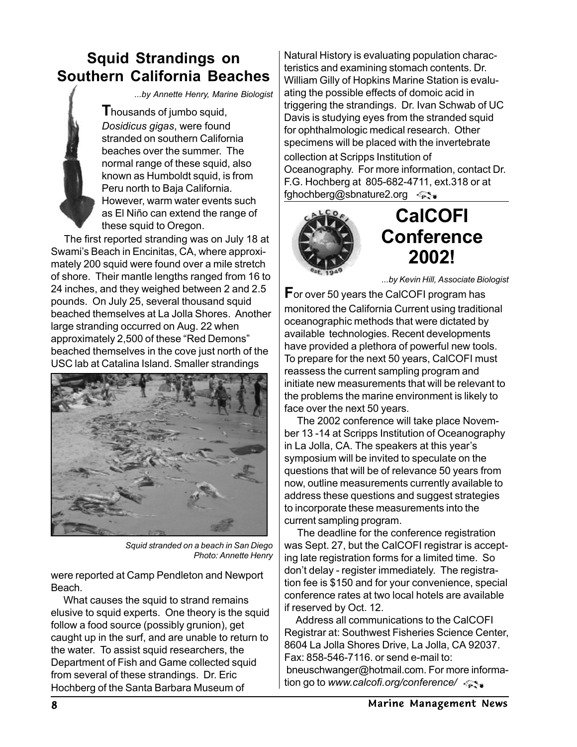## Squid Strandings on Southern California Beaches

*...by Annette Henry, Marine Biologist*

Thousands of jumbo squid, *Dosidicus gigas*, were found stranded on southern California beaches over the summer. The normal range of these squid, also known as Humboldt squid, is from Peru north to Baja California. However, warm water events such as El Niño can extend the range of these squid to Oregon.

The first reported stranding was on July 18 at Swami's Beach in Encinitas, CA, where approximately 200 squid were found over a mile stretch of shore. Their mantle lengths ranged from 16 to 24 inches, and they weighed between 2 and 2.5 pounds. On July 25, several thousand squid beached themselves at La Jolla Shores. Another large stranding occurred on Aug. 22 when approximately 2,500 of these "Red Demons" beached themselves in the cove just north of the USC lab at Catalina Island. Smaller strandings were reported at Camp Pendleton and Newport Beach.

*Squid stranded on a beach in San Diego*
*Photo: Annette Henry*

What causes the squid to strand remains elusive to squid experts. One theory is the squid follow a food source (possibly grunion), get caught up in the surf, and are unable to return to the water. To assist squid researchers, the Department of Fish and Game collected squid from several of these strandings. Dr. Eric Hochberg of the Santa Barbara Museum of Natural History is evaluating population characteristics and examining stomach contents. Dr. William Gilly of Hopkins Marine Station is evaluating the possible effects of domoic acid in triggering the strandings. Dr. Ivan Schwab of UC Davis is studying eyes from the stranded squid for ophthalmologic medical research. Other specimens will be placed with the invertebrate collection at Scripps Institution of Oceanography. For more information, contact Dr. F.G. Hochberg at 805-682-4711, ext.318 or at fghochberg@sbnature2.org

## CalCOFI Conference 2002!

*...by Kevin Hill, Associate Biologist*

For over 50 years the CalCOFI program has monitored the California Current using traditional oceanographic methods that were dictated by available technologies. Recent developments have provided a plethora of powerful new tools. To prepare for the next 50 years, CalCOFI must reassess the current sampling program and initiate new measurements that will be relevant to the problems the marine environment is likely to face over the next 50 years.

The 2002 conference will take place November 13 -14 at Scripps Institution of Oceanography in La Jolla, CA. The speakers at this year's symposium will be invited to speculate on the questions that will be of relevance 50 years from now, outline measurements currently available to address these questions and suggest strategies to incorporate these measurements into the current sampling program.

The deadline for the conference registration was Sept. 27, but the CalCOFI registrar is accepting late registration forms for a limited time. So don't delay - register immediately. The registration fee is $150 and for your convenience, special conference rates at two local hotels are available if reserved by Oct. 12.

Address all communications to the CalCOFI Registrar at: Southwest Fisheries Science Center, 8604 La Jolla Shores Drive, La Jolla, CA 92037. Fax: 858-546-7116. or send e-mail to: bneuschwanger@hotmail.com. For more information go to *www.calcofi.org/conference/*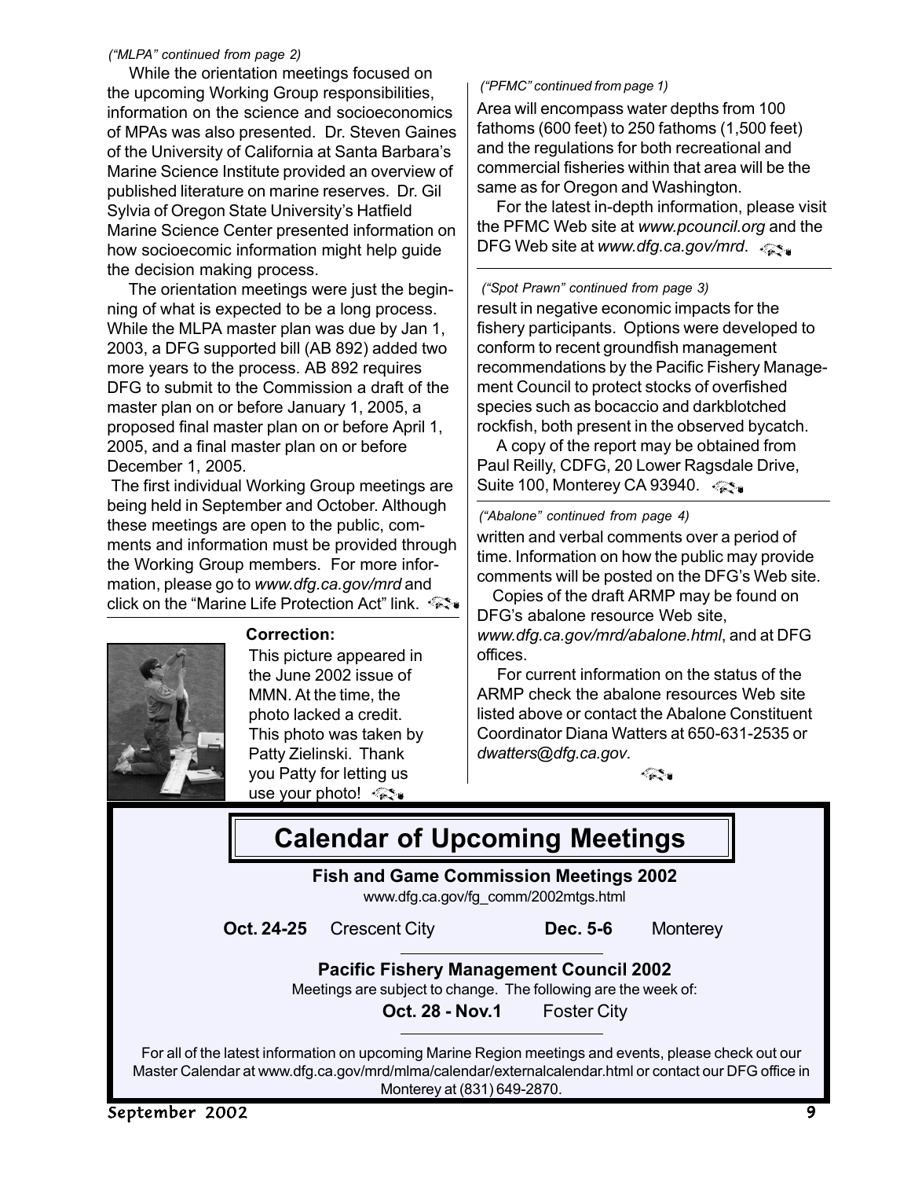*("MLPA" continued from page 2)*

While the orientation meetings focused on the upcoming Working Group responsibilities, information on the science and socioeconomics of MPAs was also presented. Dr. Steven Gaines of the University of California at Santa Barbara's Marine Science Institute provided an overview of published literature on marine reserves. Dr. Gil Sylvia of Oregon State University's Hatfield Marine Science Center presented information on how socioecomic information might help guide the decision making process.

The orientation meetings were just the beginning of what is expected to be a long process. While the MLPA master plan was due by Jan 1, 2003, a DFG supported bill (AB 892) added two more years to the process. AB 892 requires DFG to submit to the Commission a draft of the master plan on or before January 1, 2005, a proposed final master plan on or before April 1, 2005, and a final master plan on or before December 1, 2005.

The first individual Working Group meetings are being held in September and October. Although these meetings are open to the public, comments and information must be provided through the Working Group members. For more information, please go to *www.dfg.ca.gov/mrd* and click on the "Marine Life Protection Act" link.

**Correction:**

This picture appeared in the June 2002 issue of MMN. At the time, the photo lacked a credit. This photo was taken by Patty Zielinski. Thank you Patty for letting us use your photo!

*("PFMC" continued from page 1)*

Area will encompass water depths from 100 fathoms (600 feet) to 250 fathoms (1,500 feet) and the regulations for both recreational and commercial fisheries within that area will be the same as for Oregon and Washington.

For the latest in-depth information, please visit the PFMC Web site at *www.pcouncil.org* and the DFG Web site at *www.dfg.ca.gov/mrd*.

*("Spot Prawn" continued from page 3)*

result in negative economic impacts for the fishery participants. Options were developed to conform to recent groundfish management recommendations by the Pacific Fishery Management Council to protect stocks of overfished species such as bocaccio and darkblotched rockfish, both present in the observed bycatch.

A copy of the report may be obtained from Paul Reilly, CDFG, 20 Lower Ragsdale Drive, Suite 100, Monterey CA 93940.

*("Abalone" continued from page 4)*

written and verbal comments over a period of time. Information on how the public may provide comments will be posted on the DFG's Web site.

Copies of the draft ARMP may be found on DFG's abalone resource Web site, *www.dfg.ca.gov/mrd/abalone.html*, and at DFG offices.

For current information on the status of the ARMP check the abalone resources Web site listed above or contact the Abalone Constituent Coordinator Diana Watters at 650-631-2535 or *dwatters@dfg.ca.gov*.

## Calendar of Upcoming Meetings

**Fish and Game Commission Meetings 2002**

www.dfg.ca.gov/fg_comm/2002mtgs.html

**Oct. 24-25** Crescent City

**Dec. 5-6** Monterey

**Pacific Fishery Management Council 2002**

Meetings are subject to change. The following are the week of:

**Oct. 28 - Nov.1** Foster City

For all of the latest information on upcoming Marine Region meetings and events, please check out our Master Calendar at www.dfg.ca.gov/mrd/mlma/calendar/externalcalendar.html or contact our DFG office in Monterey at (831) 649-2870.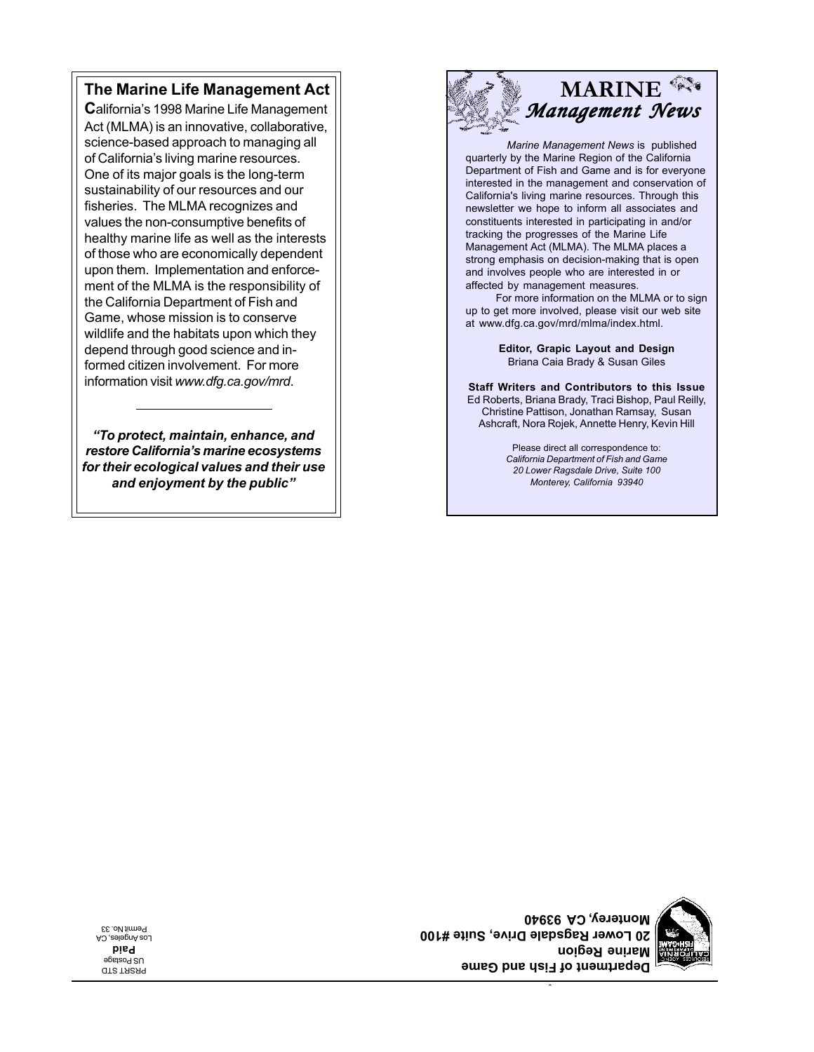## The Marine Life Management Act

**C**alifornia's 1998 Marine Life Management Act (MLMA) is an innovative, collaborative, science-based approach to managing all of California's living marine resources. One of its major goals is the long-term sustainability of our resources and our fisheries. The MLMA recognizes and values the non-consumptive benefits of healthy marine life as well as the interests of those who are economically dependent upon them. Implementation and enforcement of the MLMA is the responsibility of the California Department of Fish and Game, whose mission is to conserve wildlife and the habitats upon which they depend through good science and informed citizen involvement. For more information visit *www.dfg.ca.gov/mrd*.

---

***"To protect, maintain, enhance, and restore California's marine ecosystems for their ecological values and their use and enjoyment by the public"***

## MARINE *Management News*

*Marine Management News* is published quarterly by the Marine Region of the California Department of Fish and Game and is for everyone interested in the management and conservation of California's living marine resources. Through this newsletter we hope to inform all associates and constituents interested in participating in and/or tracking the progresses of the Marine Life Management Act (MLMA). The MLMA places a strong emphasis on decision-making that is open and involves people who are interested in or affected by management measures.

For more information on the MLMA or to sign up to get more involved, please visit our web site at www.dfg.ca.gov/mrd/mlma/index.html.

**Editor, Grapic Layout and Design**
Briana Caia Brady & Susan Giles

**Staff Writers and Contributors to this Issue**
Ed Roberts, Briana Brady, Traci Bishop, Paul Reilly, Christine Pattison, Jonathan Ramsay, Susan Ashcraft, Nora Rojek, Annette Henry, Kevin Hill

Please direct all correspondence to:
*California Department of Fish and Game*
*20 Lower Ragsdale Drive, Suite 100*
*Monterey, California 93940*

**Department of Fish and Game**
**Marine Region**
**20 Lower Ragsdale Drive, Suite #100**
**Monterey, CA 93940**

PRSRT STD
US Postage
**Paid**
Los Angeles, CA
Permit No. 33